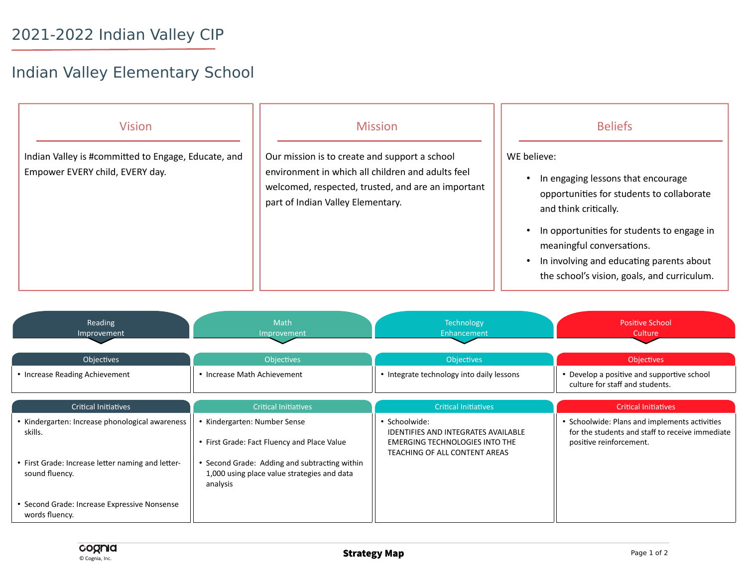# 2021-2022 Indian Valley CIP

## Indian Valley Elementary School

### Vision

Indian Valley is #committed to Engage, Educate, and Empower EVERY child, EVERY day.

### Mission

Our mission is to create and support a school environment in which all children and adults feel welcomed, respected, trusted, and are an important part of Indian Valley Elementary.

### Beliefs

WE believe:

- In engaging lessons that encourage opportunities for students to collaborate and think critically.
- In opportunities for students to engage in meaningful conversations.
- In involving and educating parents about the school's vision, goals, and curriculum.

---

### Reading Improvement

**Objectives**

- Increase Reading Achievement

**Critical Initiatives**

- Kindergarten: Increase phonological awareness skills.
- First Grade: Increase letter naming and letter-sound fluency.
- Second Grade: Increase Expressive Nonsense words fluency.

### Math Improvement

**Objectives**

- Increase Math Achievement

**Critical Initiatives**

- Kindergarten: Number Sense
- First Grade: Fact Fluency and Place Value
- Second Grade: Adding and subtracting within 1,000 using place value strategies and data analysis

### Technology Enhancement

**Objectives**

- Integrate technology into daily lessons

**Critical Initiatives**

- Schoolwide:
  IDENTIFIES AND INTEGRATES AVAILABLE EMERGING TECHNOLOGIES INTO THE TEACHING OF ALL CONTENT AREAS

### Positive School Culture

**Objectives**

- Develop a positive and supportive school culture for staff and students.

**Critical Initiatives**

- Schoolwide: Plans and implements activities for the students and staff to receive immediate positive reinforcement.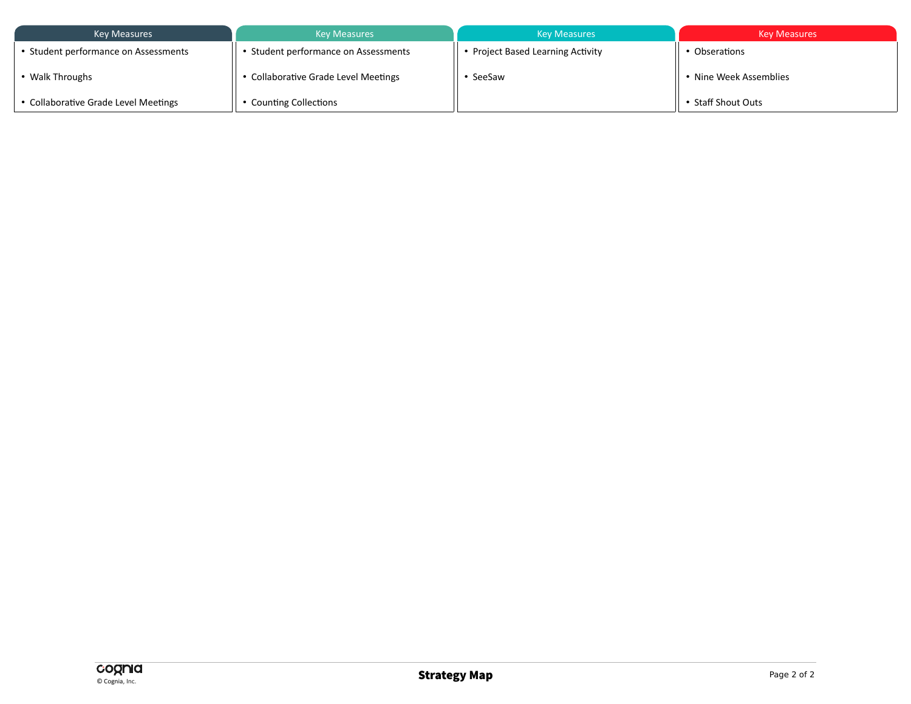| Key Measures | Key Measures | Key Measures | Key Measures |
|---|---|---|---|
| • Student performance on Assessments<br>• Walk Throughs<br>• Collaborative Grade Level Meetings | • Student performance on Assessments<br>• Collaborative Grade Level Meetings<br>• Counting Collections | • Project Based Learning Activity<br>• SeeSaw | • Obserations<br>• Nine Week Assemblies<br>• Staff Shout Outs |